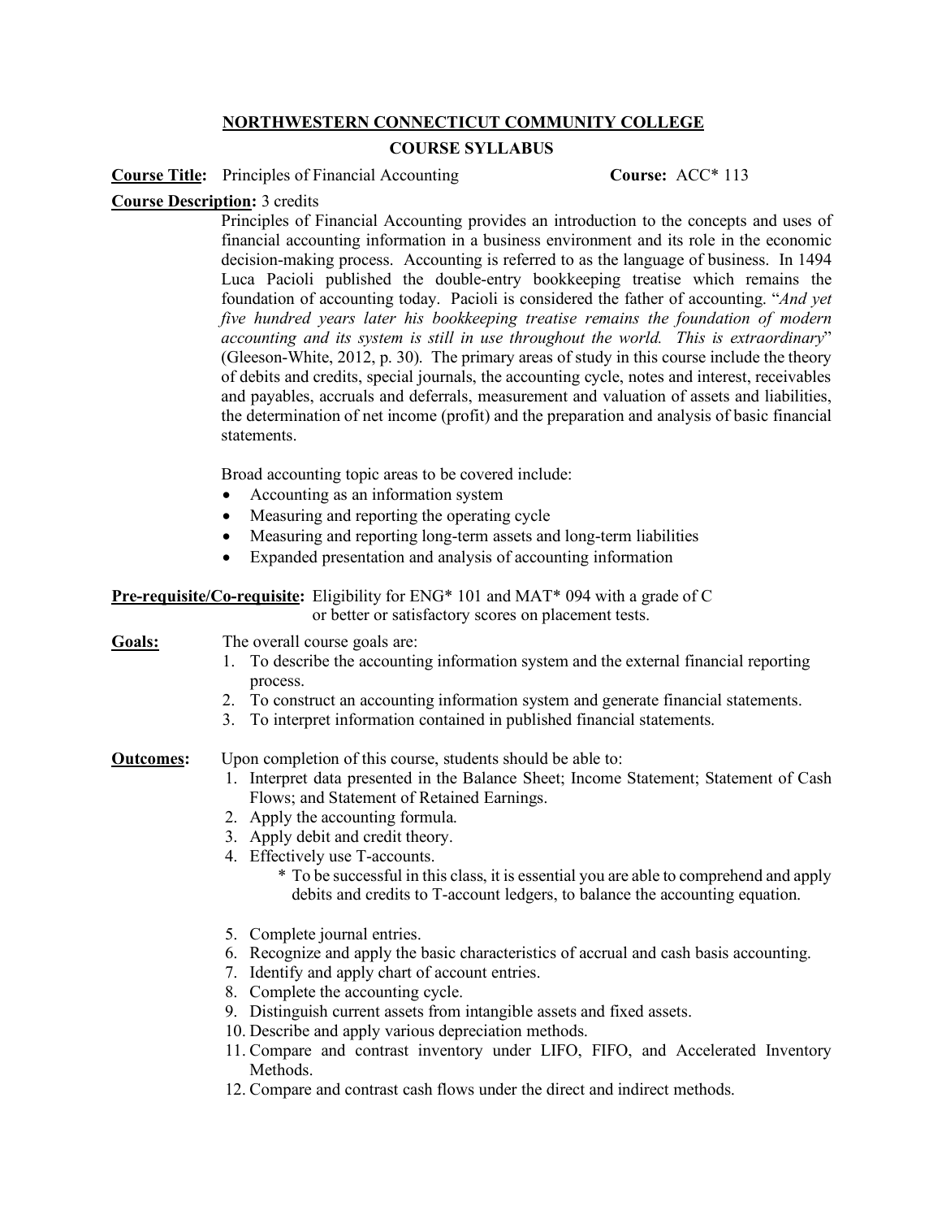**NORTHWESTERN CONNECTICUT COMMUNITY COLLEGE**

**COURSE SYLLABUS**

**Course Title:** Principles of Financial Accounting **Course:** ACC* 113

**Course Description:** 3 credits

Principles of Financial Accounting provides an introduction to the concepts and uses of financial accounting information in a business environment and its role in the economic decision-making process. Accounting is referred to as the language of business. In 1494 Luca Pacioli published the double-entry bookkeeping treatise which remains the foundation of accounting today. Pacioli is considered the father of accounting. "*And yet five hundred years later his bookkeeping treatise remains the foundation of modern accounting and its system is still in use throughout the world. This is extraordinary*" (Gleeson-White, 2012, p. 30). The primary areas of study in this course include the theory of debits and credits, special journals, the accounting cycle, notes and interest, receivables and payables, accruals and deferrals, measurement and valuation of assets and liabilities, the determination of net income (profit) and the preparation and analysis of basic financial statements.

Broad accounting topic areas to be covered include:

- Accounting as an information system
- Measuring and reporting the operating cycle
- Measuring and reporting long-term assets and long-term liabilities
- Expanded presentation and analysis of accounting information

**Pre-requisite/Co-requisite:** Eligibility for ENG* 101 and MAT* 094 with a grade of C or better or satisfactory scores on placement tests.

**Goals:** The overall course goals are:

1. To describe the accounting information system and the external financial reporting process.
2. To construct an accounting information system and generate financial statements.
3. To interpret information contained in published financial statements.

**Outcomes:** Upon completion of this course, students should be able to:

1. Interpret data presented in the Balance Sheet; Income Statement; Statement of Cash Flows; and Statement of Retained Earnings.
2. Apply the accounting formula.
3. Apply debit and credit theory.
4. Effectively use T-accounts.
   * To be successful in this class, it is essential you are able to comprehend and apply debits and credits to T-account ledgers, to balance the accounting equation.
5. Complete journal entries.
6. Recognize and apply the basic characteristics of accrual and cash basis accounting.
7. Identify and apply chart of account entries.
8. Complete the accounting cycle.
9. Distinguish current assets from intangible assets and fixed assets.
10. Describe and apply various depreciation methods.
11. Compare and contrast inventory under LIFO, FIFO, and Accelerated Inventory Methods.
12. Compare and contrast cash flows under the direct and indirect methods.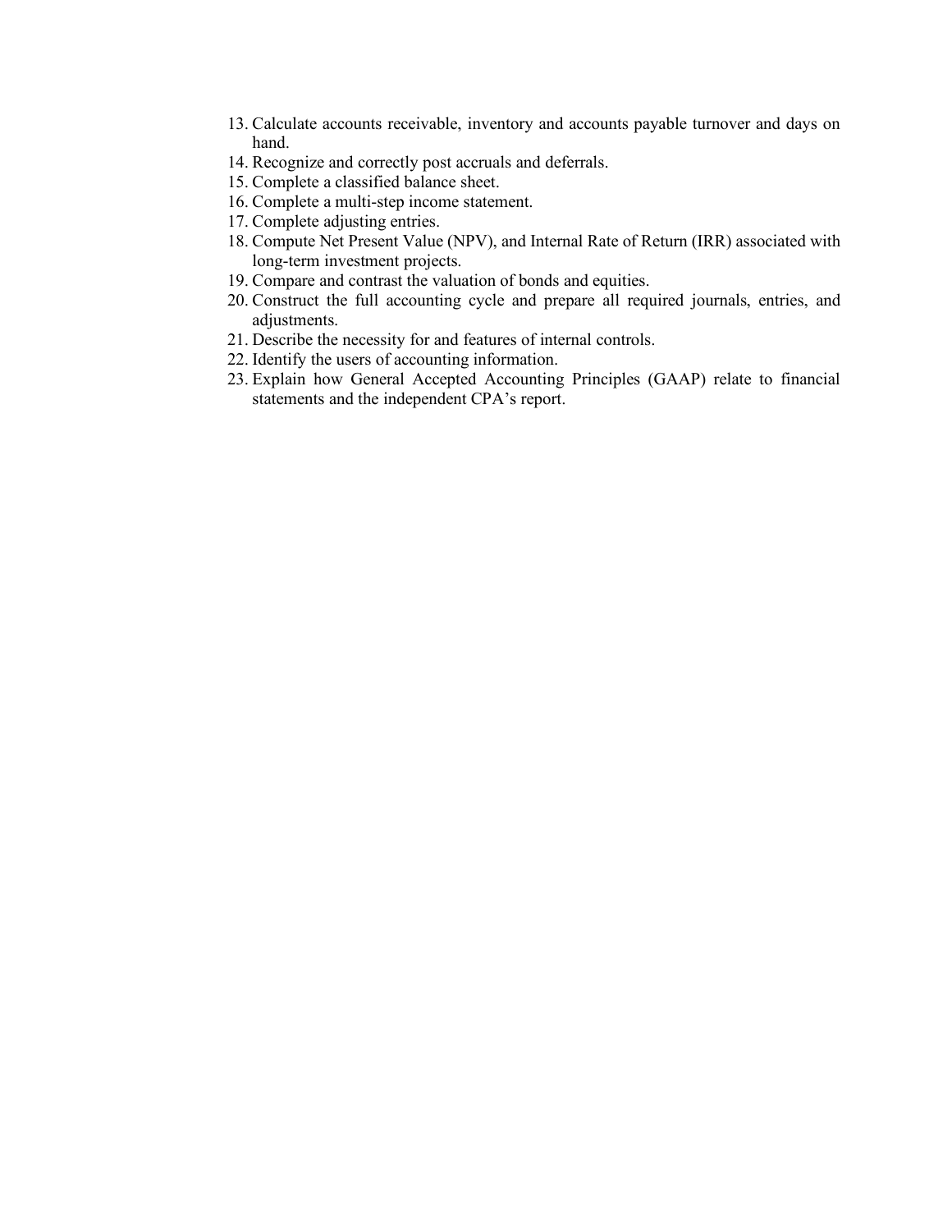13. Calculate accounts receivable, inventory and accounts payable turnover and days on hand.
14. Recognize and correctly post accruals and deferrals.
15. Complete a classified balance sheet.
16. Complete a multi-step income statement.
17. Complete adjusting entries.
18. Compute Net Present Value (NPV), and Internal Rate of Return (IRR) associated with long-term investment projects.
19. Compare and contrast the valuation of bonds and equities.
20. Construct the full accounting cycle and prepare all required journals, entries, and adjustments.
21. Describe the necessity for and features of internal controls.
22. Identify the users of accounting information.
23. Explain how General Accepted Accounting Principles (GAAP) relate to financial statements and the independent CPA's report.